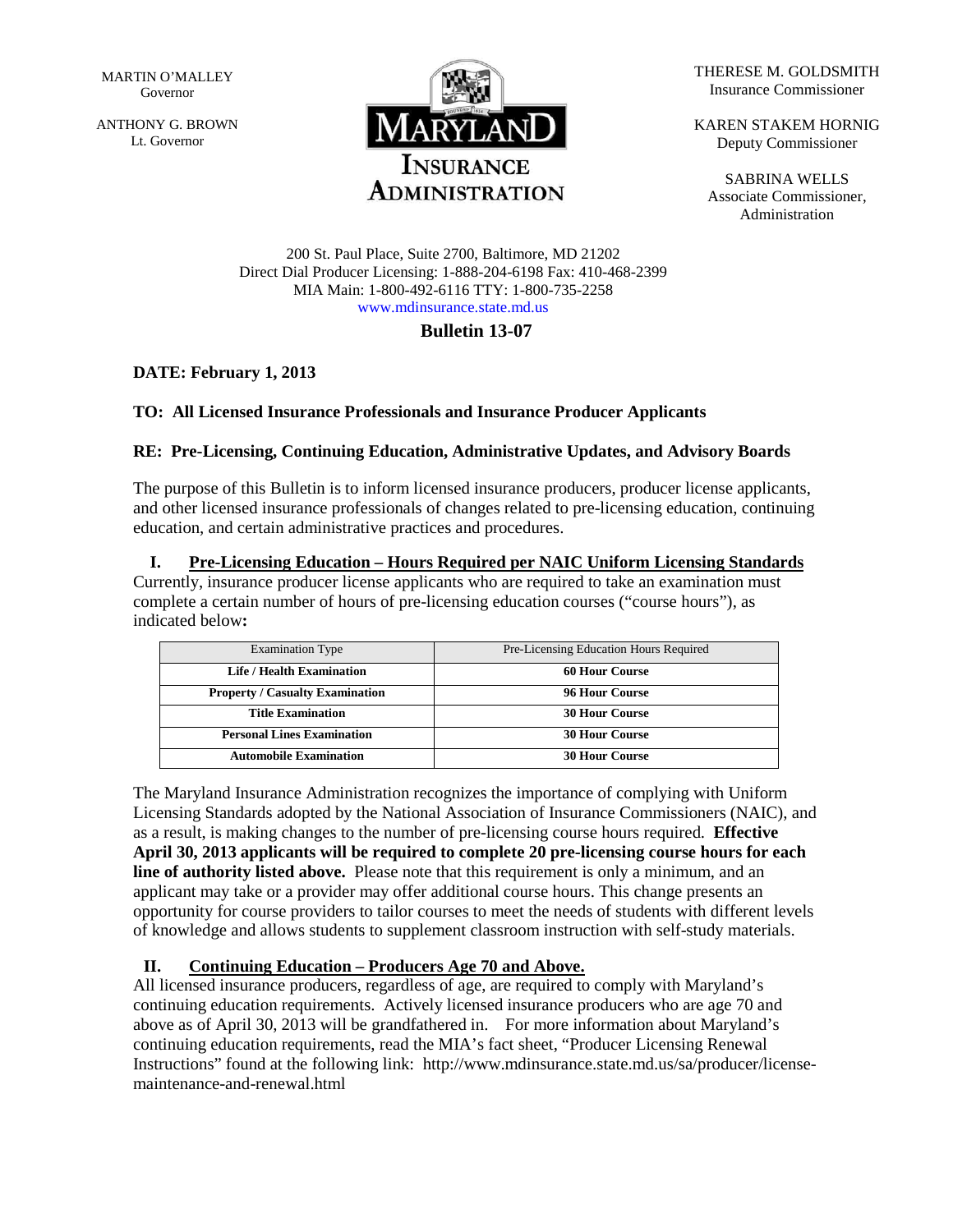MARTIN O'MALLEY
Governor

ANTHONY G. BROWN
Lt. Governor

MARYLAND
INSURANCE
ADMINISTRATION

THERESE M. GOLDSMITH
Insurance Commissioner

KAREN STAKEM HORNIG
Deputy Commissioner

SABRINA WELLS
Associate Commissioner,
Administration

200 St. Paul Place, Suite 2700, Baltimore, MD 21202
Direct Dial Producer Licensing: 1-888-204-6198 Fax: 410-468-2399
MIA Main: 1-800-492-6116 TTY: 1-800-735-2258
www.mdinsurance.state.md.us

# Bulletin 13-07

**DATE: February 1, 2013**

**TO: All Licensed Insurance Professionals and Insurance Producer Applicants**

**RE: Pre-Licensing, Continuing Education, Administrative Updates, and Advisory Boards**

The purpose of this Bulletin is to inform licensed insurance producers, producer license applicants, and other licensed insurance professionals of changes related to pre-licensing education, continuing education, and certain administrative practices and procedures.

## I. Pre-Licensing Education – Hours Required per NAIC Uniform Licensing Standards

Currently, insurance producer license applicants who are required to take an examination must complete a certain number of hours of pre-licensing education courses ("course hours"), as indicated below**:**

| Examination Type | Pre-Licensing Education Hours Required |
|---|---|
| **Life / Health Examination** | **60 Hour Course** |
| **Property / Casualty Examination** | **96 Hour Course** |
| **Title Examination** | **30 Hour Course** |
| **Personal Lines Examination** | **30 Hour Course** |
| **Automobile Examination** | **30 Hour Course** |

The Maryland Insurance Administration recognizes the importance of complying with Uniform Licensing Standards adopted by the National Association of Insurance Commissioners (NAIC), and as a result, is making changes to the number of pre-licensing course hours required. **Effective April 30, 2013 applicants will be required to complete 20 pre-licensing course hours for each line of authority listed above.** Please note that this requirement is only a minimum, and an applicant may take or a provider may offer additional course hours. This change presents an opportunity for course providers to tailor courses to meet the needs of students with different levels of knowledge and allows students to supplement classroom instruction with self-study materials.

## II. Continuing Education – Producers Age 70 and Above.

All licensed insurance producers, regardless of age, are required to comply with Maryland's continuing education requirements. Actively licensed insurance producers who are age 70 and above as of April 30, 2013 will be grandfathered in. For more information about Maryland's continuing education requirements, read the MIA's fact sheet, "Producer Licensing Renewal Instructions" found at the following link: http://www.mdinsurance.state.md.us/sa/producer/license-maintenance-and-renewal.html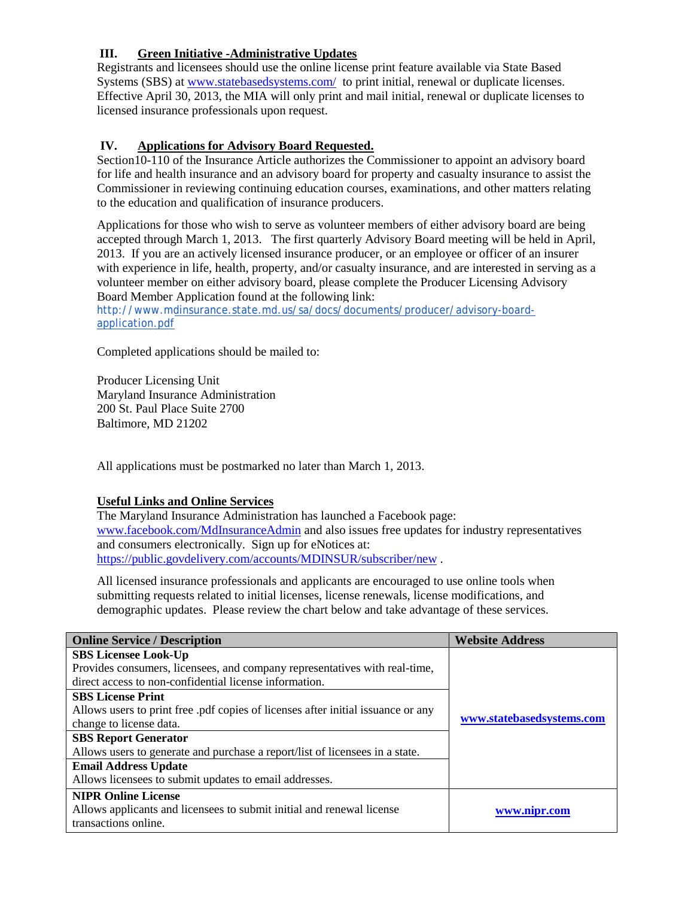## III. Green Initiative -Administrative Updates

Registrants and licensees should use the online license print feature available via State Based Systems (SBS) at www.statebasedsystems.com/ to print initial, renewal or duplicate licenses. Effective April 30, 2013, the MIA will only print and mail initial, renewal or duplicate licenses to licensed insurance professionals upon request.

## IV. Applications for Advisory Board Requested.

Section10-110 of the Insurance Article authorizes the Commissioner to appoint an advisory board for life and health insurance and an advisory board for property and casualty insurance to assist the Commissioner in reviewing continuing education courses, examinations, and other matters relating to the education and qualification of insurance producers.

Applications for those who wish to serve as volunteer members of either advisory board are being accepted through March 1, 2013. The first quarterly Advisory Board meeting will be held in April, 2013. If you are an actively licensed insurance producer, or an employee or officer of an insurer with experience in life, health, property, and/or casualty insurance, and are interested in serving as a volunteer member on either advisory board, please complete the Producer Licensing Advisory Board Member Application found at the following link:
http://www.mdinsurance.state.md.us/sa/docs/documents/producer/advisory-board-application.pdf

Completed applications should be mailed to:

Producer Licensing Unit
Maryland Insurance Administration
200 St. Paul Place Suite 2700
Baltimore, MD 21202

All applications must be postmarked no later than March 1, 2013.

### Useful Links and Online Services

The Maryland Insurance Administration has launched a Facebook page: www.facebook.com/MdInsuranceAdmin and also issues free updates for industry representatives and consumers electronically. Sign up for eNotices at: https://public.govdelivery.com/accounts/MDINSUR/subscriber/new .

All licensed insurance professionals and applicants are encouraged to use online tools when submitting requests related to initial licenses, license renewals, license modifications, and demographic updates. Please review the chart below and take advantage of these services.

| Online Service / Description | Website Address |
|---|---|
| **SBS Licensee Look-Up** Provides consumers, licensees, and company representatives with real-time, direct access to non-confidential license information. | **www.statebasedsystems.com** |
| **SBS License Print** Allows users to print free .pdf copies of licenses after initial issuance or any change to license data. | |
| **SBS Report Generator** Allows users to generate and purchase a report/list of licensees in a state. | |
| **Email Address Update** Allows licensees to submit updates to email addresses. | |
| **NIPR Online License** Allows applicants and licensees to submit initial and renewal license transactions online. | **www.nipr.com** |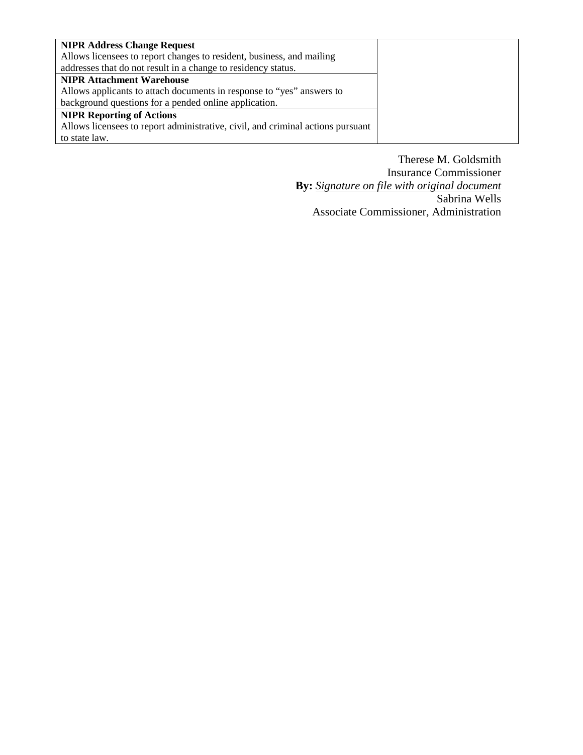| | |
|---|---|
| **NIPR Address Change Request**<br>Allows licensees to report changes to resident, business, and mailing addresses that do not result in a change to residency status. | |
| **NIPR Attachment Warehouse**<br>Allows applicants to attach documents in response to "yes" answers to background questions for a pended online application. | |
| **NIPR Reporting of Actions**<br>Allows licensees to report administrative, civil, and criminal actions pursuant to state law. | |

Therese M. Goldsmith
Insurance Commissioner
**By:** *Signature on file with original document*
Sabrina Wells
Associate Commissioner, Administration